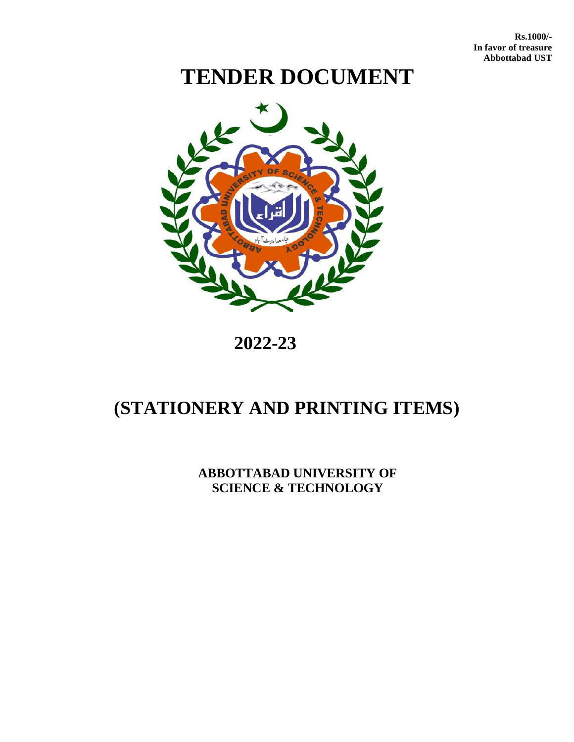**Rs.1000/-**
**In favor of treasure**
**Abbottabad UST**

# TENDER DOCUMENT

## 2022-23

# (STATIONERY AND PRINTING ITEMS)

**ABBOTTABAD UNIVERSITY OF SCIENCE & TECHNOLOGY**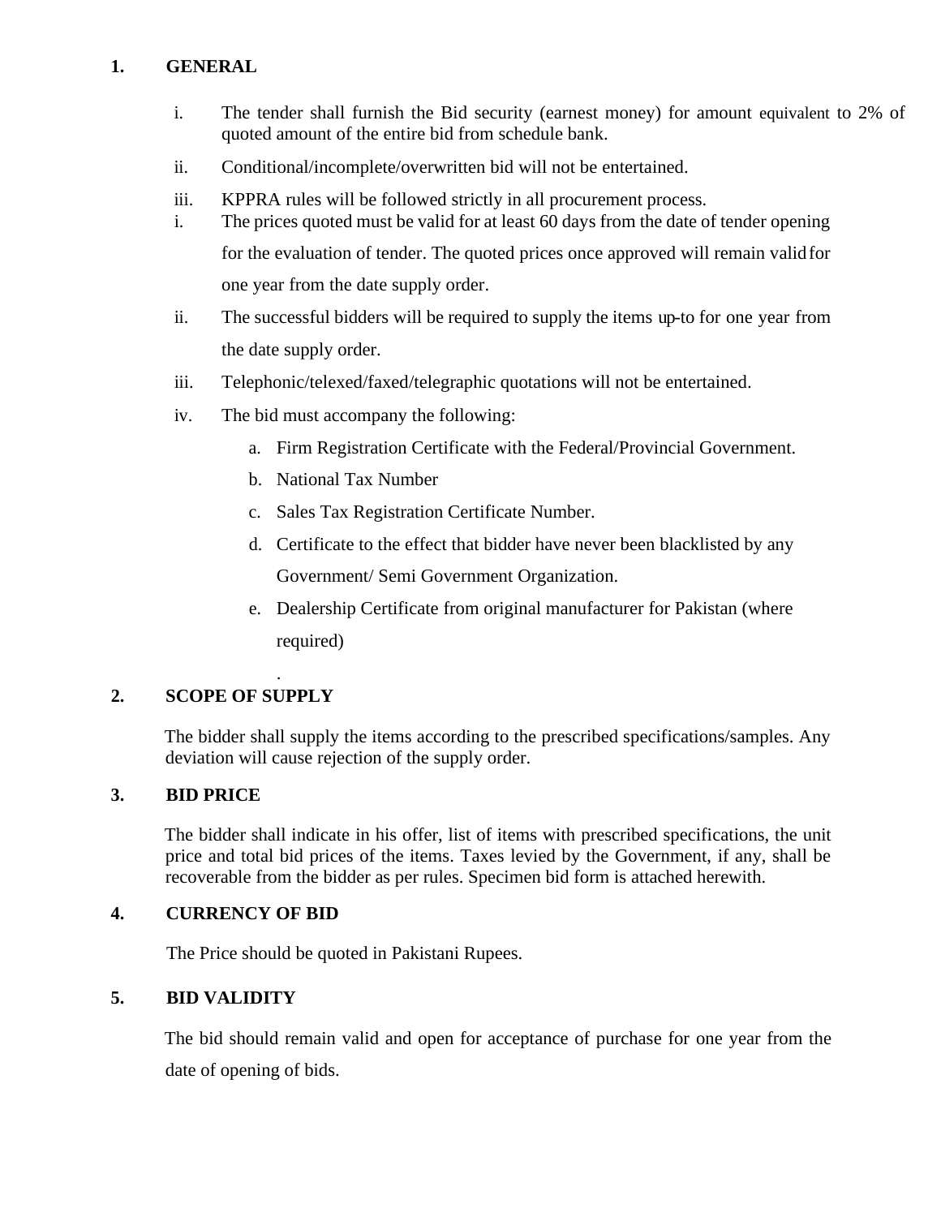## 1. GENERAL

i. The tender shall furnish the Bid security (earnest money) for amount equivalent to 2% of quoted amount of the entire bid from schedule bank.

ii. Conditional/incomplete/overwritten bid will not be entertained.

iii. KPPRA rules will be followed strictly in all procurement process.

i. The prices quoted must be valid for at least 60 days from the date of tender opening for the evaluation of tender. The quoted prices once approved will remain valid for one year from the date supply order.

ii. The successful bidders will be required to supply the items up-to for one year from the date supply order.

iii. Telephonic/telexed/faxed/telegraphic quotations will not be entertained.

iv. The bid must accompany the following:

   a. Firm Registration Certificate with the Federal/Provincial Government.
   b. National Tax Number
   c. Sales Tax Registration Certificate Number.
   d. Certificate to the effect that bidder have never been blacklisted by any Government/ Semi Government Organization.
   e. Dealership Certificate from original manufacturer for Pakistan (where required)

.

## 2. SCOPE OF SUPPLY

The bidder shall supply the items according to the prescribed specifications/samples. Any deviation will cause rejection of the supply order.

## 3. BID PRICE

The bidder shall indicate in his offer, list of items with prescribed specifications, the unit price and total bid prices of the items. Taxes levied by the Government, if any, shall be recoverable from the bidder as per rules. Specimen bid form is attached herewith.

## 4. CURRENCY OF BID

The Price should be quoted in Pakistani Rupees.

## 5. BID VALIDITY

The bid should remain valid and open for acceptance of purchase for one year from the date of opening of bids.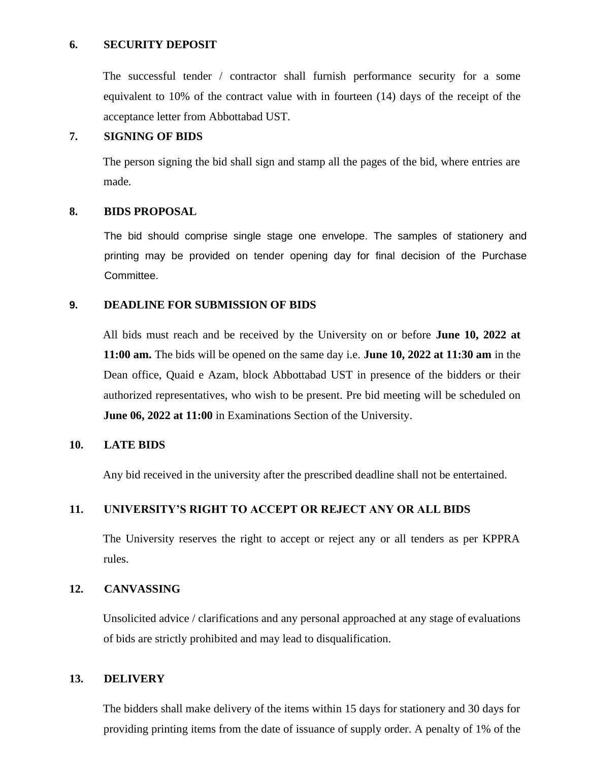**6. SECURITY DEPOSIT**

The successful tender / contractor shall furnish performance security for a some equivalent to 10% of the contract value with in fourteen (14) days of the receipt of the acceptance letter from Abbottabad UST.

**7. SIGNING OF BIDS**

The person signing the bid shall sign and stamp all the pages of the bid, where entries are made.

**8. BIDS PROPOSAL**

The bid should comprise single stage one envelope. The samples of stationery and printing may be provided on tender opening day for final decision of the Purchase Committee.

**9. DEADLINE FOR SUBMISSION OF BIDS**

All bids must reach and be received by the University on or before **June 10, 2022 at 11:00 am.** The bids will be opened on the same day i.e. **June 10, 2022 at 11:30 am** in the Dean office, Quaid e Azam, block Abbottabad UST in presence of the bidders or their authorized representatives, who wish to be present. Pre bid meeting will be scheduled on **June 06, 2022 at 11:00** in Examinations Section of the University.

**10. LATE BIDS**

Any bid received in the university after the prescribed deadline shall not be entertained.

**11. UNIVERSITY'S RIGHT TO ACCEPT OR REJECT ANY OR ALL BIDS**

The University reserves the right to accept or reject any or all tenders as per KPPRA rules.

**12. CANVASSING**

Unsolicited advice / clarifications and any personal approached at any stage of evaluations of bids are strictly prohibited and may lead to disqualification.

**13. DELIVERY**

The bidders shall make delivery of the items within 15 days for stationery and 30 days for providing printing items from the date of issuance of supply order. A penalty of 1% of the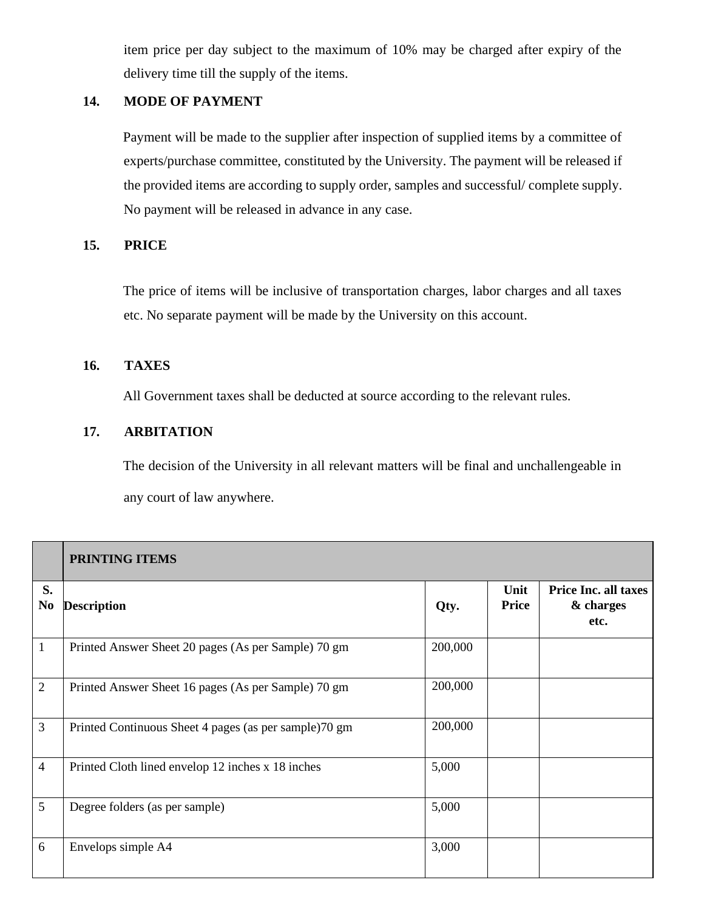item price per day subject to the maximum of 10% may be charged after expiry of the delivery time till the supply of the items.

**14. MODE OF PAYMENT**

Payment will be made to the supplier after inspection of supplied items by a committee of experts/purchase committee, constituted by the University. The payment will be released if the provided items are according to supply order, samples and successful/ complete supply. No payment will be released in advance in any case.

**15. PRICE**

The price of items will be inclusive of transportation charges, labor charges and all taxes etc. No separate payment will be made by the University on this account.

**16. TAXES**

All Government taxes shall be deducted at source according to the relevant rules.

**17. ARBITATION**

The decision of the University in all relevant matters will be final and unchallengeable in any court of law anywhere.

| | **PRINTING ITEMS** | | | |
|---|---|---|---|---|
| **S. No** | **Description** | **Qty.** | **Unit Price** | **Price Inc. all taxes & charges etc.** |
| 1 | Printed Answer Sheet 20 pages (As per Sample) 70 gm | 200,000 | | |
| 2 | Printed Answer Sheet 16 pages (As per Sample) 70 gm | 200,000 | | |
| 3 | Printed Continuous Sheet 4 pages (as per sample)70 gm | 200,000 | | |
| 4 | Printed Cloth lined envelop 12 inches x 18 inches | 5,000 | | |
| 5 | Degree folders (as per sample) | 5,000 | | |
| 6 | Envelops simple A4 | 3,000 | | |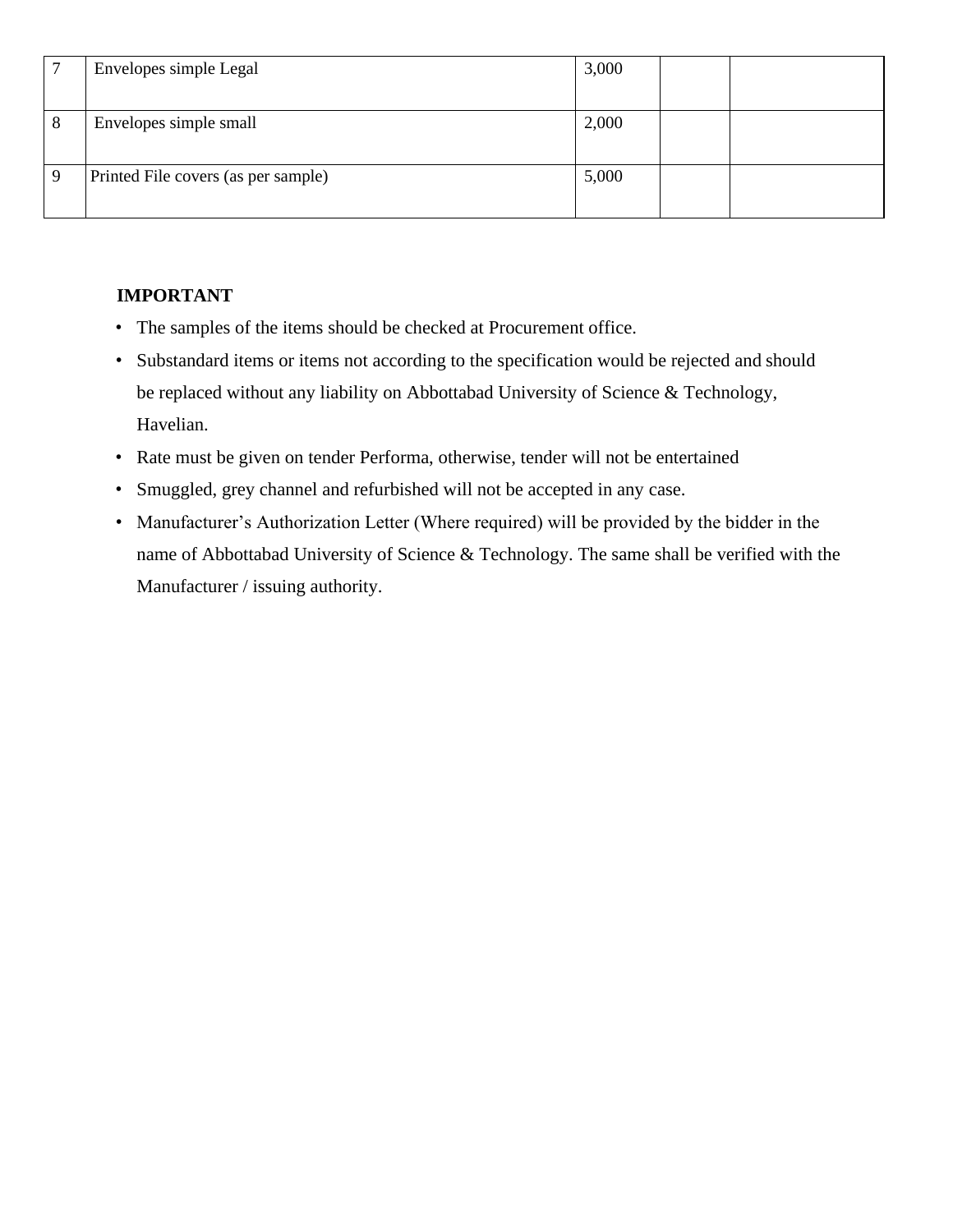| 7 | Envelopes simple Legal | 3,000 | | |
|---|---|---|---|---|
| 8 | Envelopes simple small | 2,000 | | |
| 9 | Printed File covers (as per sample) | 5,000 | | |

**IMPORTANT**

- The samples of the items should be checked at Procurement office.
- Substandard items or items not according to the specification would be rejected and should be replaced without any liability on Abbottabad University of Science & Technology, Havelian.
- Rate must be given on tender Performa, otherwise, tender will not be entertained
- Smuggled, grey channel and refurbished will not be accepted in any case.
- Manufacturer's Authorization Letter (Where required) will be provided by the bidder in the name of Abbottabad University of Science & Technology. The same shall be verified with the Manufacturer / issuing authority.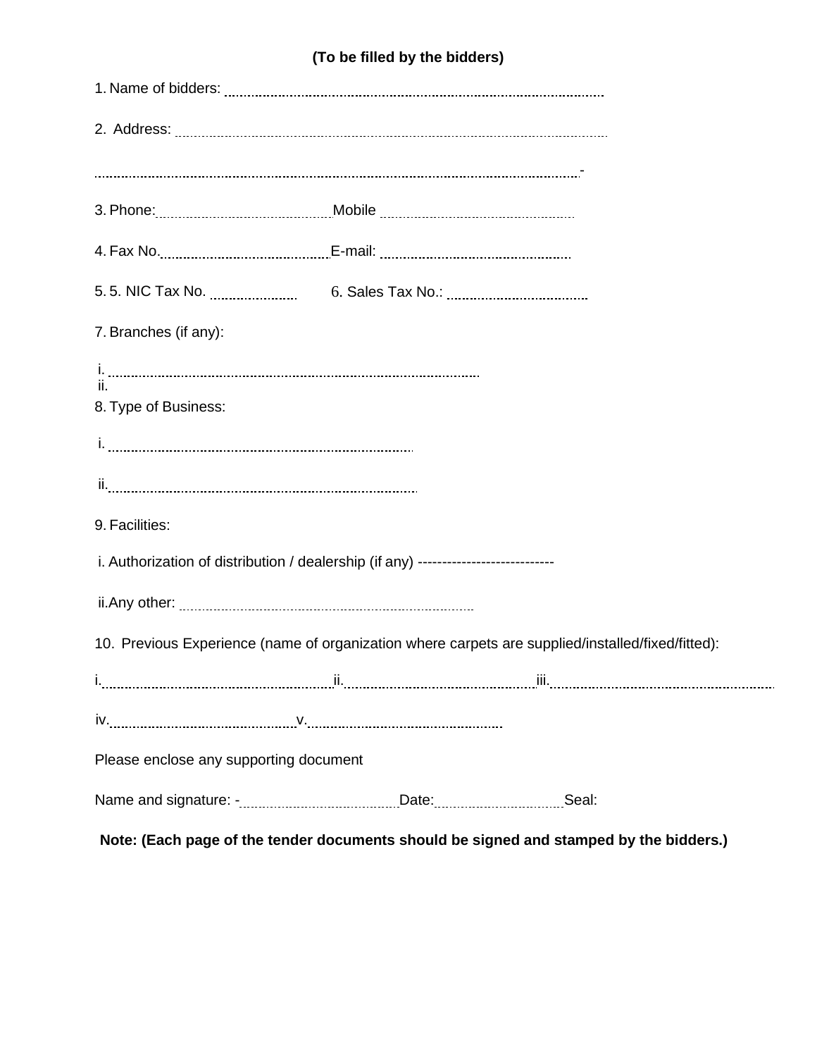**(To be filled by the bidders)**

1. Name of bidders: ..............................................................................................

2. Address: ..............................................................................................

..............................................................................................-

3. Phone: .............................................. Mobile ..............................................

4. Fax No. .............................................. E-mail: ..............................................

5. 5. NIC Tax No. ...................... 6. Sales Tax No.: ......................................

7. Branches (if any):

 i. ..............................................................................................
 ii.

8. Type of Business:

 i. ..............................................................................................

 ii. ..............................................................................................

9. Facilities:

 i. Authorization of distribution / dealership (if any) ----------------------------

 ii. Any other: ..............................................................................................

10. Previous Experience (name of organization where carpets are supplied/installed/fixed/fitted):

i. .............................................. ii. .............................................. iii. ..............................................

iv. .............................................. v. ..............................................

Please enclose any supporting document

Name and signature: - .............................................. Date: .............................................. Seal:

**Note: (Each page of the tender documents should be signed and stamped by the bidders.)**